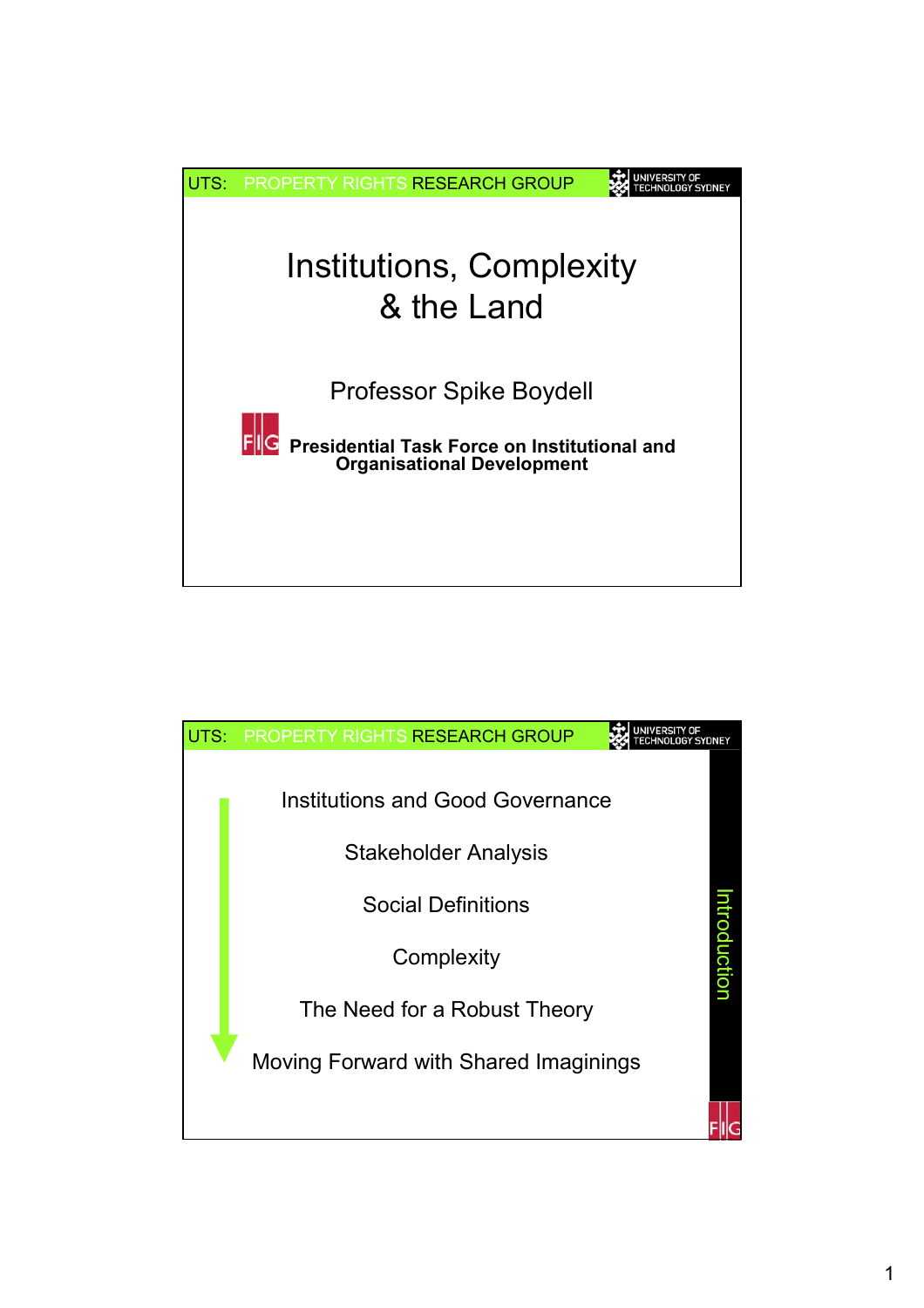UTS: PROPERTY RIGHTS RESEARCH GROUP

# Institutions, Complexity & the Land

Professor Spike Boydell

**Presidential Task Force on Institutional and Organisational Development**

---

UTS: PROPERTY RIGHTS RESEARCH GROUP

## Introduction

- Institutions and Good Governance
- Stakeholder Analysis
- Social Definitions
- Complexity
- The Need for a Robust Theory
- Moving Forward with Shared Imaginings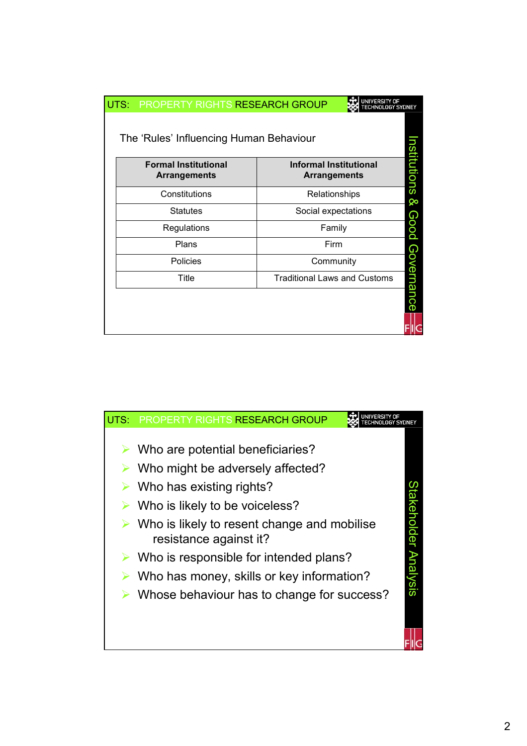UTS: PROPERTY RIGHTS RESEARCH GROUP

UNIVERSITY OF TECHNOLOGY SYDNEY

## Institutions & Good Governance

The 'Rules' Influencing Human Behaviour

| **Formal Institutional Arrangements** | **Informal Institutional Arrangements** |
|---|---|
| Constitutions | Relationships |
| Statutes | Social expectations |
| Regulations | Family |
| Plans | Firm |
| Policies | Community |
| Title | Traditional Laws and Customs |

FIG

---

UTS: PROPERTY RIGHTS RESEARCH GROUP

UNIVERSITY OF TECHNOLOGY SYDNEY

## Stakeholder Analysis

- Who are potential beneficiaries?
- Who might be adversely affected?
- Who has existing rights?
- Who is likely to be voiceless?
- Who is likely to resent change and mobilise resistance against it?
- Who is responsible for intended plans?
- Who has money, skills or key information?
- Whose behaviour has to change for success?

FIG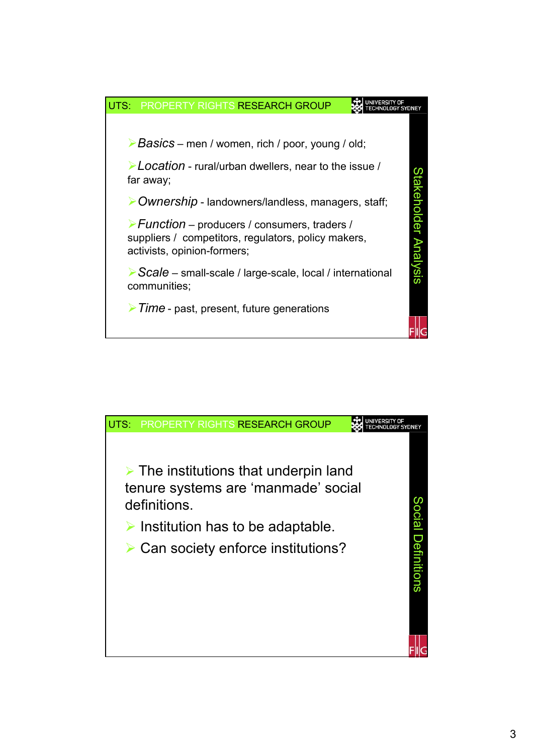## Stakeholder Analysis

- *Basics* – men / women, rich / poor, young / old;
- *Location* - rural/urban dwellers, near to the issue / far away;
- *Ownership* - landowners/landless, managers, staff;
- *Function* – producers / consumers, traders / suppliers / competitors, regulators, policy makers, activists, opinion-formers;
- *Scale* – small-scale / large-scale, local / international communities;
- *Time* - past, present, future generations

## Social Definitions

- The institutions that underpin land tenure systems are 'manmade' social definitions.
- Institution has to be adaptable.
- Can society enforce institutions?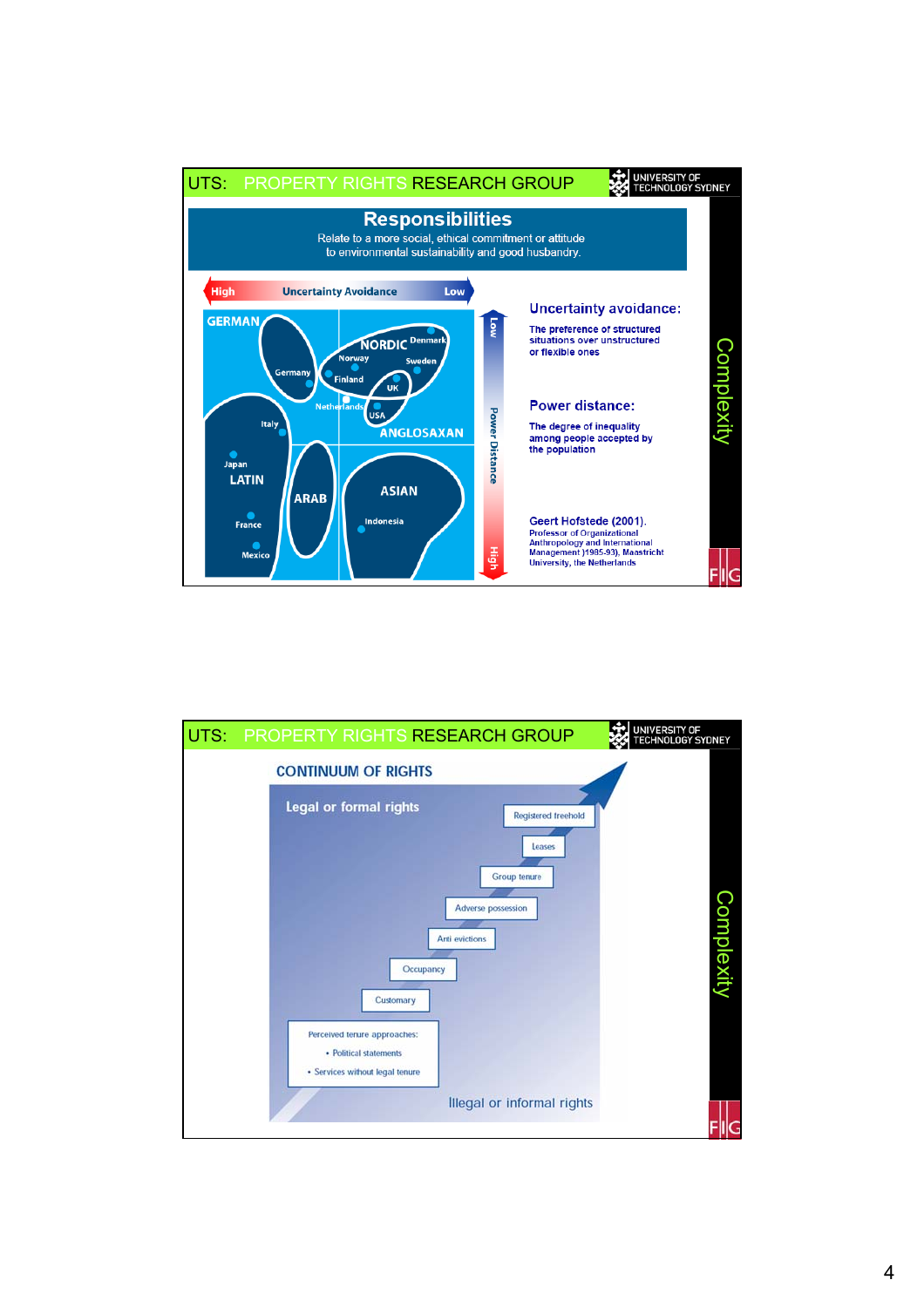UTS: PROPERTY RIGHTS RESEARCH GROUP

UNIVERSITY OF TECHNOLOGY SYDNEY

## Responsibilities

Relate to a more social, ethical commitment or attitude to environmental sustainability and good husbandry.

High — Uncertainty Avoidance — Low

Low — Power Distance — High

GERMAN: Germany

NORDIC: Denmark, Norway, Sweden, Finland, Netherlands

ANGLOSAXAN: UK, USA

LATIN: Italy, Japan, France, Mexico

ARAB

ASIAN: Indonesia

**Uncertainty avoidance:**

The preference of structured situations over unstructured or flexible ones

**Power distance:**

The degree of inequality among people accepted by the population

Geert Hofstede (2001). Professor of Organizational Anthropology and International Management )1985-93), Maastricht University, the Netherlands

Complexity

FIG

---

UTS: PROPERTY RIGHTS RESEARCH GROUP

UNIVERSITY OF TECHNOLOGY SYDNEY

## CONTINUUM OF RIGHTS

Legal or formal rights

- Registered freehold
- Leases
- Group tenure
- Adverse possession
- Anti evictions
- Occupancy
- Customary
- Perceived tenure approaches:
  - Political statements
  - Services without legal tenure

Illegal or informal rights

Complexity

FIG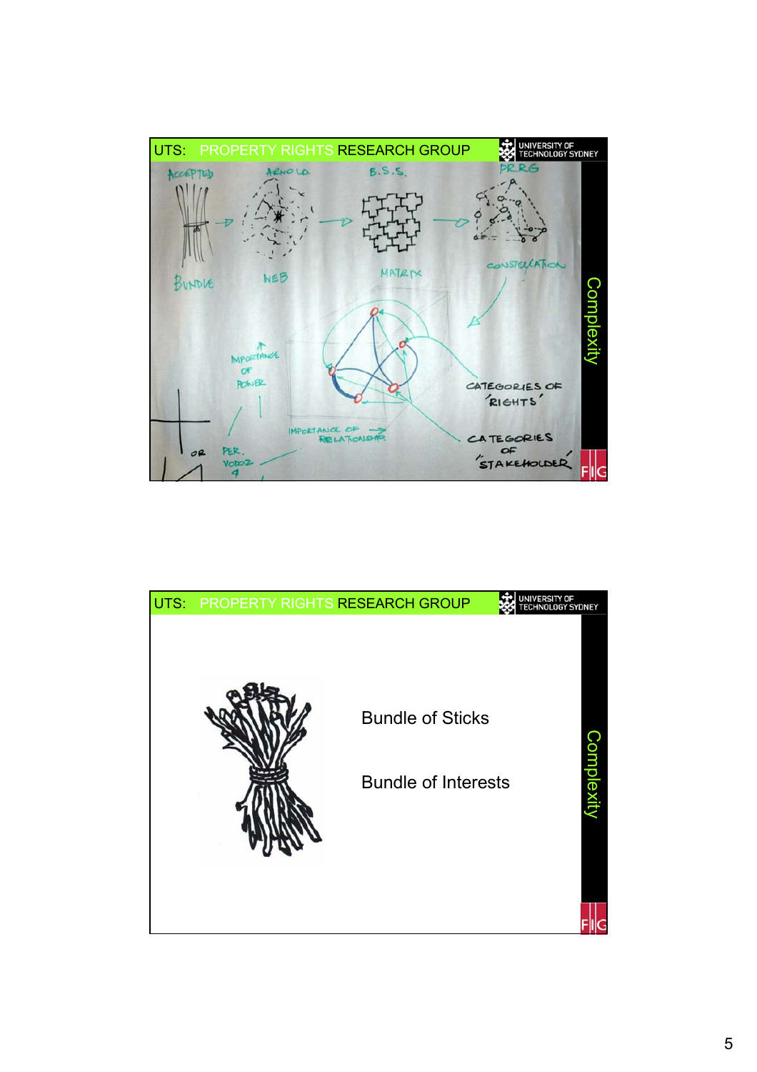UTS: PROPERTY RIGHTS RESEARCH GROUP

UNIVERSITY OF TECHNOLOGY SYDNEY

ACCEPTED — ARNOLD — B.S.S. — PRRG

BUNDLE → WEB → MATRIX → CONSTELLATION

IMPORTANCE OF POWER

CATEGORIES OF 'RIGHTS'

IMPORTANCE OF RELATIONSHIP

CATEGORIES OF 'STAKEHOLDER'

OR PER. VOODOO 4

Complexity

---

UTS: PROPERTY RIGHTS RESEARCH GROUP

UNIVERSITY OF TECHNOLOGY SYDNEY

Bundle of Sticks

Bundle of Interests

Complexity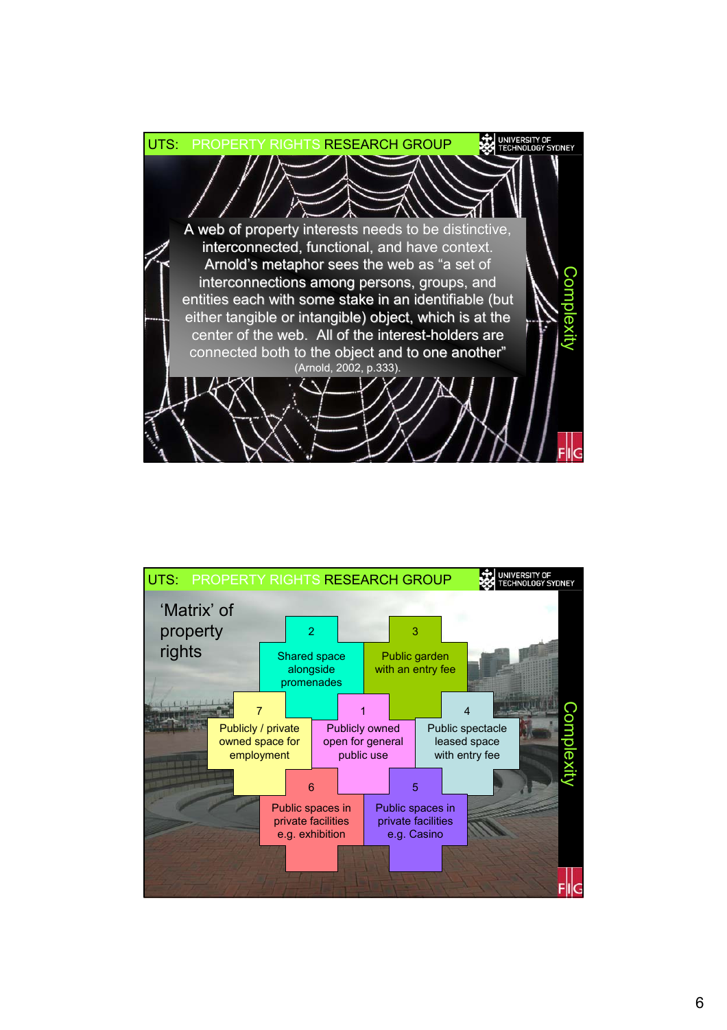UTS: PROPERTY RIGHTS RESEARCH GROUP

UNIVERSITY OF TECHNOLOGY SYDNEY

A web of property interests needs to be distinctive, interconnected, functional, and have context. Arnold's metaphor sees the web as "a set of interconnections among persons, groups, and entities each with some stake in an identifiable (but either tangible or intangible) object, which is at the center of the web. All of the interest-holders are connected both to the object and to one another" (Arnold, 2002, p.333).

Complexity

FIG

---

UTS: PROPERTY RIGHTS RESEARCH GROUP

UNIVERSITY OF TECHNOLOGY SYDNEY

## 'Matrix' of property rights

1. Publicly owned open for general public use
2. Shared space alongside promenades
3. Public garden with an entry fee
4. Public spectacle leased space with entry fee
5. Public spaces in private facilities e.g. Casino
6. Public spaces in private facilities e.g. exhibition
7. Publicly / private owned space for employment

Complexity

FIG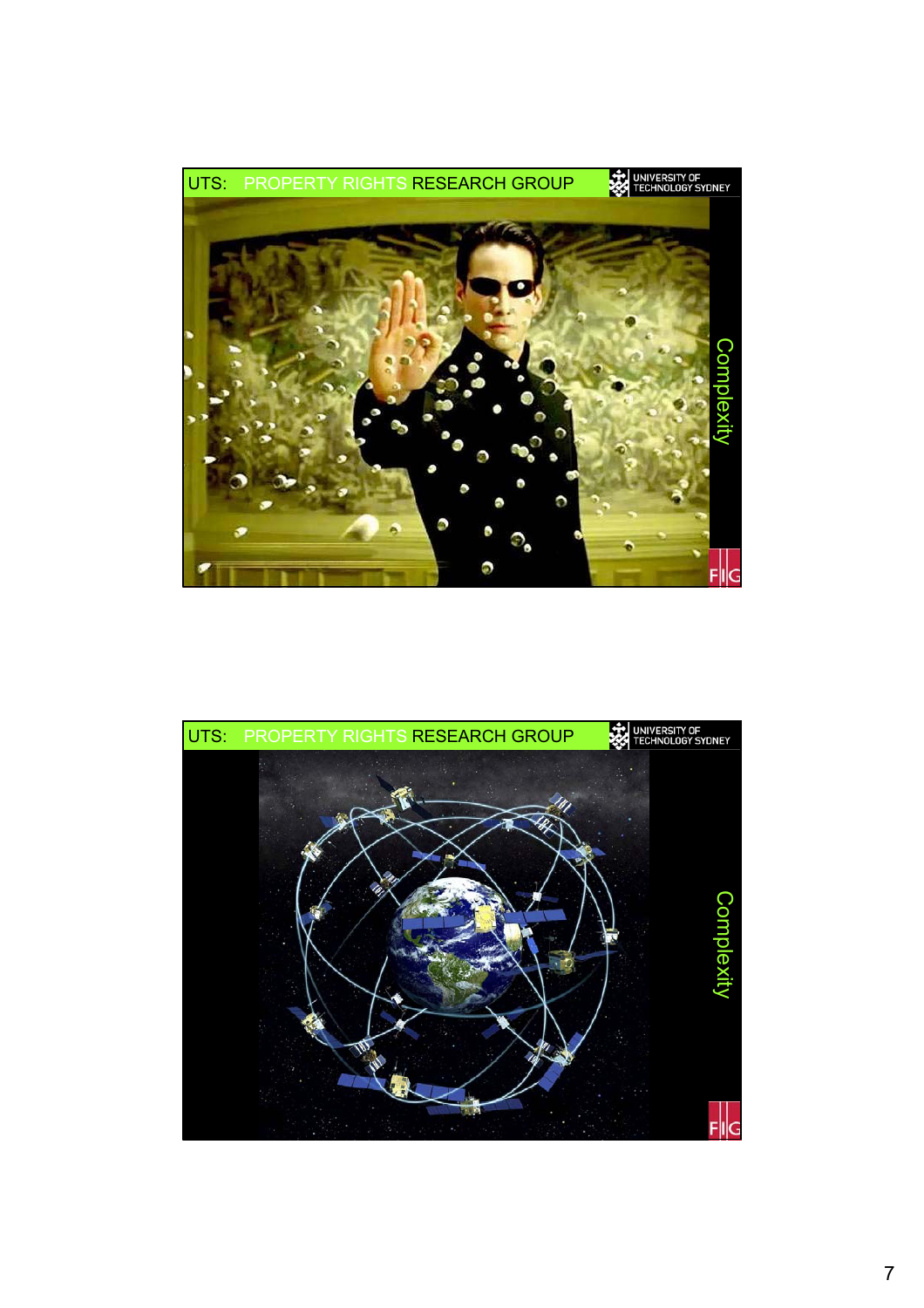UTS: PROPERTY RIGHTS RESEARCH GROUP

UNIVERSITY OF TECHNOLOGY SYDNEY

Complexity

UTS: PROPERTY RIGHTS RESEARCH GROUP

UNIVERSITY OF TECHNOLOGY SYDNEY

Complexity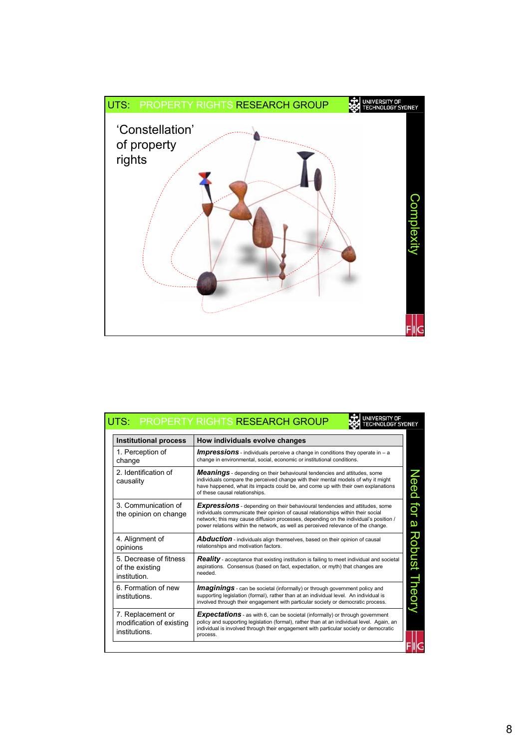UTS: PROPERTY RIGHTS RESEARCH GROUP

UNIVERSITY OF TECHNOLOGY SYDNEY

‘Constellation’ of property rights

Complexity

UTS: PROPERTY RIGHTS RESEARCH GROUP

UNIVERSITY OF TECHNOLOGY SYDNEY

| Institutional process | How individuals evolve changes |
|---|---|
| 1. Perception of change | ***Impressions*** - individuals perceive a change in conditions they operate in – a change in environmental, social, economic or institutional conditions. |
| 2. Identification of causality | ***Meanings*** - depending on their behavioural tendencies and attitudes, some individuals compare the perceived change with their mental models of why it might have happened, what its impacts could be, and come up with their own explanations of these causal relationships. |
| 3. Communication of the opinion on change | ***Expressions*** - depending on their behavioural tendencies and attitudes, some individuals communicate their opinion of causal relationships within their social network; this may cause diffusion processes, depending on the individual's position / power relations within the network, as well as perceived relevance of the change. |
| 4. Alignment of opinions | ***Abduction*** - individuals align themselves, based on their opinion of causal relationships and motivation factors. |
| 5. Decrease of fitness of the existing institution. | ***Reality*** - acceptance that existing institution is failing to meet individual and societal aspirations. Consensus (based on fact, expectation, or myth) that changes are needed. |
| 6. Formation of new institutions. | ***Imaginings*** - can be societal (informally) or through government policy and supporting legislation (formal), rather than at an individual level. An individual is involved through their engagement with particular society or democratic process. |
| 7. Replacement or modification of existing institutions. | ***Expectations*** - as with 6, can be societal (informally) or through government policy and supporting legislation (formal), rather than at an individual level. Again, an individual is involved through their engagement with particular society or democratic process. |

Need for a Robust Theory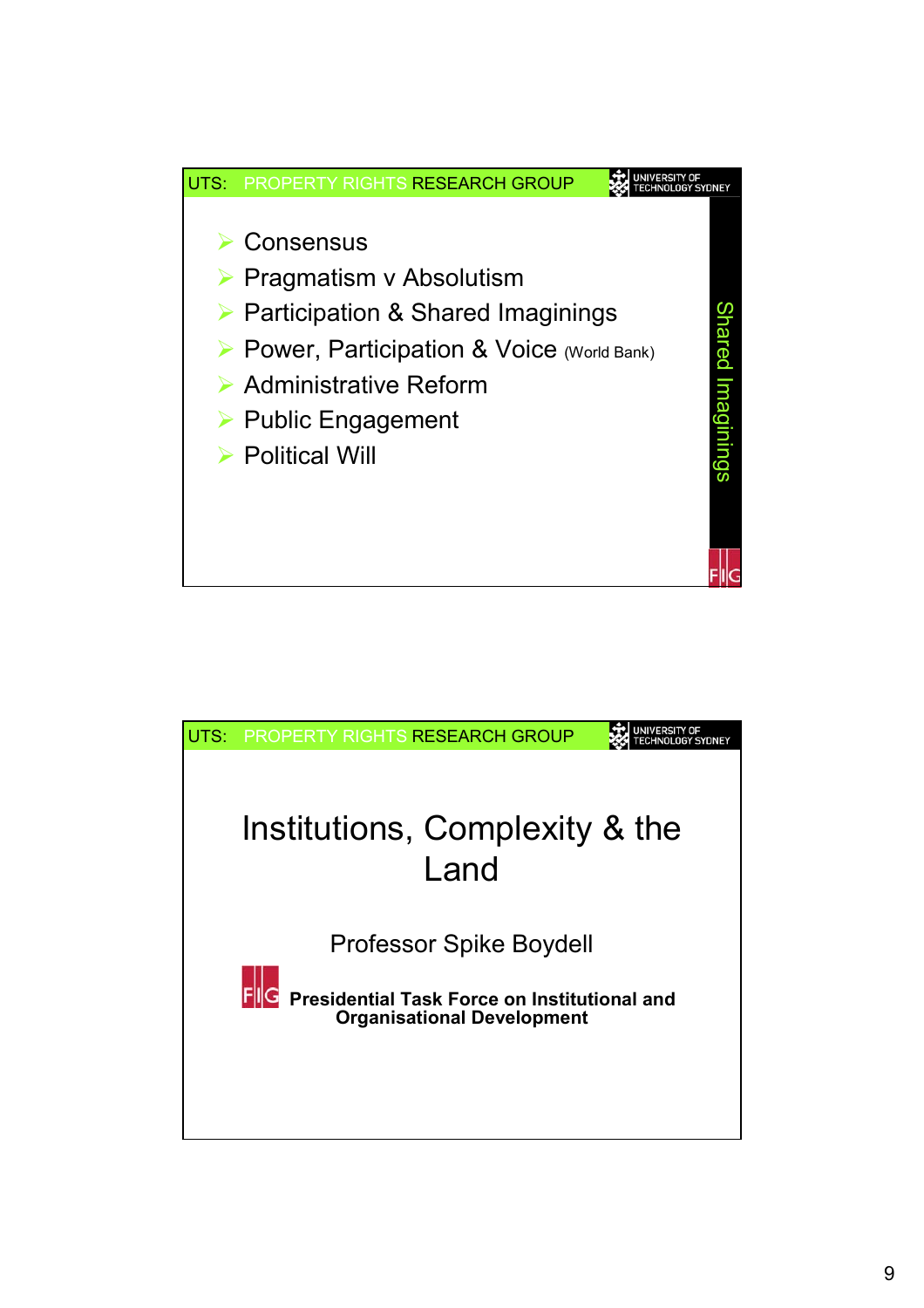UTS: PROPERTY RIGHTS RESEARCH GROUP

UNIVERSITY OF TECHNOLOGY SYDNEY

## Shared Imaginings

- Consensus
- Pragmatism v Absolutism
- Participation & Shared Imaginings
- Power, Participation & Voice (World Bank)
- Administrative Reform
- Public Engagement
- Political Will

FIG

---

UTS: PROPERTY RIGHTS RESEARCH GROUP

UNIVERSITY OF TECHNOLOGY SYDNEY

# Institutions, Complexity & the Land

Professor Spike Boydell

FIG

**Presidential Task Force on Institutional and Organisational Development**